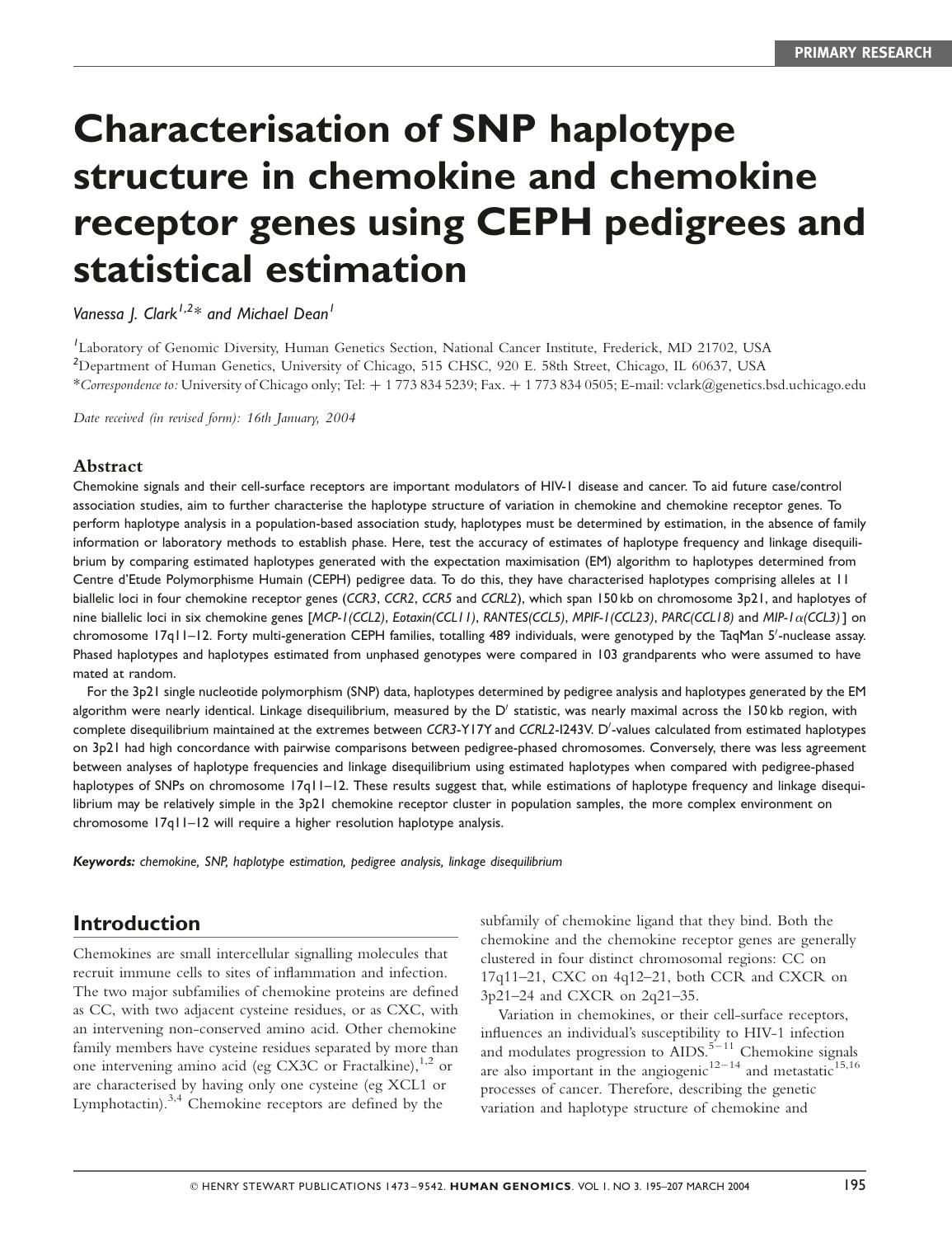PRIMARY RESEARCH

# Characterisation of SNP haplotype structure in chemokine and chemokine receptor genes using CEPH pedigrees and statistical estimation

*Vanessa J. Clark[1,2]\* and Michael Dean[1]*

[1]Laboratory of Genomic Diversity, Human Genetics Section, National Cancer Institute, Frederick, MD 21702, USA
[2]Department of Human Genetics, University of Chicago, 515 CHSC, 920 E. 58th Street, Chicago, IL 60637, USA
\**Correspondence to:* University of Chicago only; Tel: + 1 773 834 5239; Fax. + 1 773 834 0505; E-mail: vclark@genetics.bsd.uchicago.edu

*Date received (in revised form): 16th January, 2004*

## Abstract

Chemokine signals and their cell-surface receptors are important modulators of HIV-1 disease and cancer. To aid future case/control association studies, aim to further characterise the haplotype structure of variation in chemokine and chemokine receptor genes. To perform haplotype analysis in a population-based association study, haplotypes must be determined by estimation, in the absence of family information or laboratory methods to establish phase. Here, test the accuracy of estimates of haplotype frequency and linkage disequilibrium by comparing estimated haplotypes generated with the expectation maximisation (EM) algorithm to haplotypes determined from Centre d'Etude Polymorphisme Humain (CEPH) pedigree data. To do this, they have characterised haplotypes comprising alleles at 11 biallelic loci in four chemokine receptor genes (*CCR3*, *CCR2*, *CCR5* and *CCRL2*), which span 150 kb on chromosome 3p21, and haplotyes of nine biallelic loci in six chemokine genes [*MCP-1(CCL2)*, *Eotaxin(CCL11)*, *RANTES(CCL5)*, *MPIF-1(CCL23)*, *PARC(CCL18)* and *MIP-1α(CCL3)*] on chromosome 17q11–12. Forty multi-generation CEPH families, totalling 489 individuals, were genotyped by the TaqMan 5′-nuclease assay. Phased haplotypes and haplotypes estimated from unphased genotypes were compared in 103 grandparents who were assumed to have mated at random.

For the 3p21 single nucleotide polymorphism (SNP) data, haplotypes determined by pedigree analysis and haplotypes generated by the EM algorithm were nearly identical. Linkage disequilibrium, measured by the D′ statistic, was nearly maximal across the 150 kb region, with complete disequilibrium maintained at the extremes between *CCR3*-Y17Y and *CCRL2*-I243V. D′-values calculated from estimated haplotypes on 3p21 had high concordance with pairwise comparisons between pedigree-phased chromosomes. Conversely, there was less agreement between analyses of haplotype frequencies and linkage disequilibrium using estimated haplotypes when compared with pedigree-phased haplotypes of SNPs on chromosome 17q11–12. These results suggest that, while estimations of haplotype frequency and linkage disequilibrium may be relatively simple in the 3p21 chemokine receptor cluster in population samples, the more complex environment on chromosome 17q11–12 will require a higher resolution haplotype analysis.

***Keywords:*** *chemokine, SNP, haplotype estimation, pedigree analysis, linkage disequilibrium*

## Introduction

Chemokines are small intercellular signalling molecules that recruit immune cells to sites of inflammation and infection. The two major subfamilies of chemokine proteins are defined as CC, with two adjacent cysteine residues, or as CXC, with an intervening non-conserved amino acid. Other chemokine family members have cysteine residues separated by more than one intervening amino acid (eg CX3C or Fractalkine),[1,2] or are characterised by having only one cysteine (eg XCL1 or Lymphotactin).[3,4] Chemokine receptors are defined by the subfamily of chemokine ligand that they bind. Both the chemokine and the chemokine receptor genes are generally clustered in four distinct chromosomal regions: CC on 17q11–21, CXC on 4q12–21, both CCR and CXCR on 3p21–24 and CXCR on 2q21–35.

Variation in chemokines, or their cell-surface receptors, influences an individual's susceptibility to HIV-1 infection and modulates progression to AIDS.[5–11] Chemokine signals are also important in the angiogenic[12–14] and metastatic[15,16] processes of cancer. Therefore, describing the genetic variation and haplotype structure of chemokine and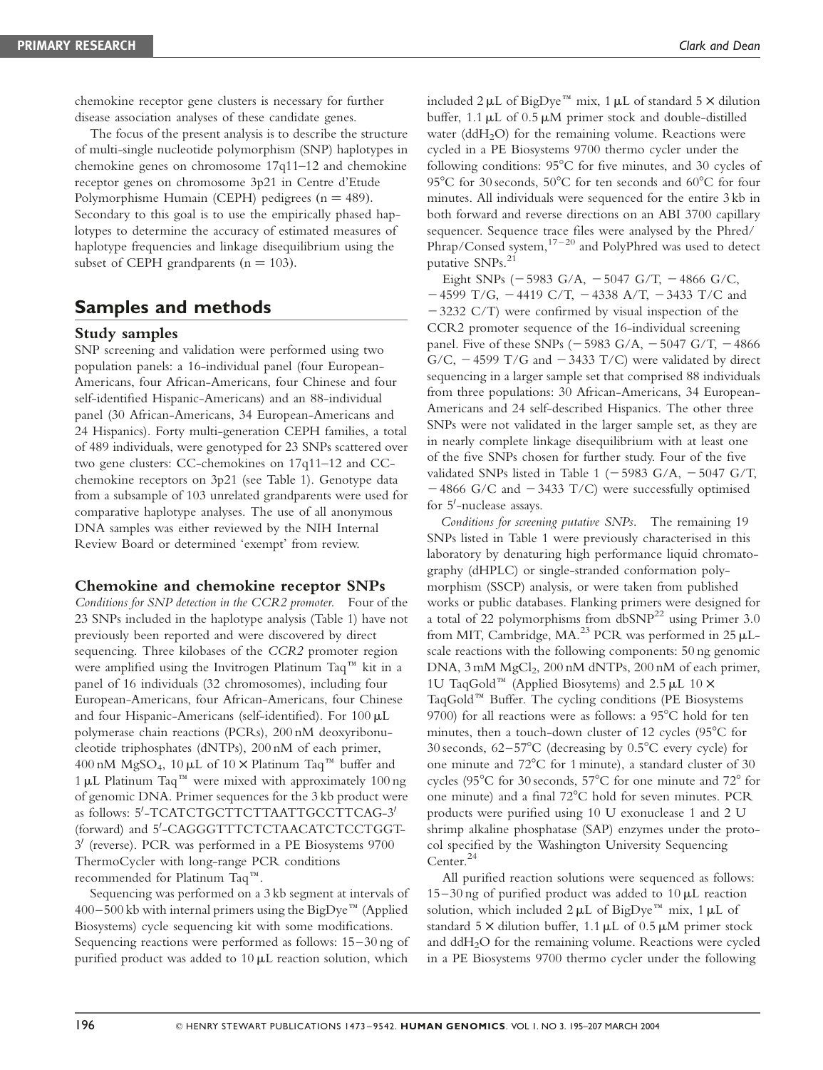chemokine receptor gene clusters is necessary for further disease association analyses of these candidate genes.

The focus of the present analysis is to describe the structure of multi-single nucleotide polymorphism (SNP) haplotypes in chemokine genes on chromosome 17q11–12 and chemokine receptor genes on chromosome 3p21 in Centre d'Etude Polymorphisme Humain (CEPH) pedigrees ($n = 489$). Secondary to this goal is to use the empirically phased haplotypes to determine the accuracy of estimated measures of haplotype frequencies and linkage disequilibrium using the subset of CEPH grandparents ($n = 103$).

## Samples and methods

### Study samples

SNP screening and validation were performed using two population panels: a 16-individual panel (four European-Americans, four African-Americans, four Chinese and four self-identified Hispanic-Americans) and an 88-individual panel (30 African-Americans, 34 European-Americans and 24 Hispanics). Forty multi-generation CEPH families, a total of 489 individuals, were genotyped for 23 SNPs scattered over two gene clusters: CC-chemokines on 17q11–12 and CC-chemokine receptors on 3p21 (see Table 1). Genotype data from a subsample of 103 unrelated grandparents were used for comparative haplotype analyses. The use of all anonymous DNA samples was either reviewed by the NIH Internal Review Board or determined 'exempt' from review.

### Chemokine and chemokine receptor SNPs

*Conditions for SNP detection in the CCR2 promoter.* Four of the 23 SNPs included in the haplotype analysis (Table 1) have not previously been reported and were discovered by direct sequencing. Three kilobases of the *CCR2* promoter region were amplified using the Invitrogen Platinum Taq™ kit in a panel of 16 individuals (32 chromosomes), including four European-Americans, four African-Americans, four Chinese and four Hispanic-Americans (self-identified). For 100 μL polymerase chain reactions (PCRs), 200 nM deoxyribonucleotide triphosphates (dNTPs), 200 nM of each primer, 400 nM $MgSO_4$, 10 μL of 10 × Platinum Taq™ buffer and 1 μL Platinum Taq™ were mixed with approximately 100 ng of genomic DNA. Primer sequences for the 3 kb product were as follows: 5′-TCATCTGCTTCTTAATTGCCTTCAG-3′ (forward) and 5′-CAGGGTTTCTCTAACATCTCCTGGT-3′ (reverse). PCR was performed in a PE Biosystems 9700 ThermoCycler with long-range PCR conditions recommended for Platinum Taq™.

Sequencing was performed on a 3 kb segment at intervals of 400–500 kb with internal primers using the BigDye™ (Applied Biosystems) cycle sequencing kit with some modifications. Sequencing reactions were performed as follows: 15–30 ng of purified product was added to 10 μL reaction solution, which included 2 μL of BigDye™ mix, 1 μL of standard 5 × dilution buffer, 1.1 μL of 0.5 μM primer stock and double-distilled water ($ddH_2O$) for the remaining volume. Reactions were cycled in a PE Biosystems 9700 thermo cycler under the following conditions: 95°C for five minutes, and 30 cycles of 95°C for 30 seconds, 50°C for ten seconds and 60°C for four minutes. All individuals were sequenced for the entire 3 kb in both forward and reverse directions on an ABI 3700 capillary sequencer. Sequence trace files were analysed by the Phred/Phrap/Consed system,[17–20] and PolyPhred was used to detect putative SNPs.[21]

Eight SNPs (−5983 G/A, −5047 G/T, −4866 G/C, −4599 T/G, −4419 C/T, −4338 A/T, −3433 T/C and −3232 C/T) were confirmed by visual inspection of the CCR2 promoter sequence of the 16-individual screening panel. Five of these SNPs (−5983 G/A, −5047 G/T, −4866 G/C, −4599 T/G and −3433 T/C) were validated by direct sequencing in a larger sample set that comprised 88 individuals from three populations: 30 African-Americans, 34 European-Americans and 24 self-described Hispanics. The other three SNPs were not validated in the larger sample set, as they are in nearly complete linkage disequilibrium with at least one of the five SNPs chosen for further study. Four of the five validated SNPs listed in Table 1 (−5983 G/A, −5047 G/T, −4866 G/C and −3433 T/C) were successfully optimised for 5′-nuclease assays.

*Conditions for screening putative SNPs.* The remaining 19 SNPs listed in Table 1 were previously characterised in this laboratory by denaturing high performance liquid chromatography (dHPLC) or single-stranded conformation polymorphism (SSCP) analysis, or were taken from published works or public databases. Flanking primers were designed for a total of 22 polymorphisms from dbSNP[22] using Primer 3.0 from MIT, Cambridge, MA.[23] PCR was performed in 25 μL-scale reactions with the following components: 50 ng genomic DNA, 3 mM $MgCl_2$, 200 nM dNTPs, 200 nM of each primer, 1U TaqGold™ (Applied Biosytems) and 2.5 μL 10 × TaqGold™ Buffer. The cycling conditions (PE Biosystems 9700) for all reactions were as follows: a 95°C hold for ten minutes, then a touch-down cluster of 12 cycles (95°C for 30 seconds, 62–57°C (decreasing by 0.5°C every cycle) for one minute and 72°C for 1 minute), a standard cluster of 30 cycles (95°C for 30 seconds, 57°C for one minute and 72° for one minute) and a final 72°C hold for seven minutes. PCR products were purified using 10 U exonuclease 1 and 2 U shrimp alkaline phosphatase (SAP) enzymes under the protocol specified by the Washington University Sequencing Center.[24]

All purified reaction solutions were sequenced as follows: 15–30 ng of purified product was added to 10 μL reaction solution, which included 2 μL of BigDye™ mix, 1 μL of standard 5 × dilution buffer, 1.1 μL of 0.5 μM primer stock and $ddH_2O$ for the remaining volume. Reactions were cycled in a PE Biosystems 9700 thermo cycler under the following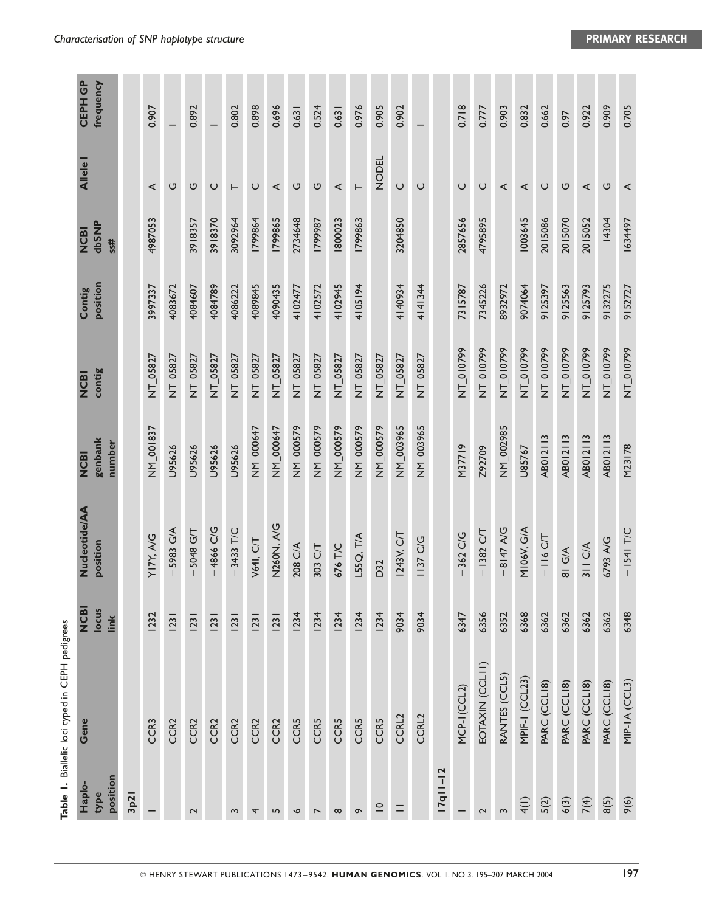**Table 1.** Biallelic loci typed in CEPH pedigrees

| Haplotype position | Gene | NCBI locus link | Nucleotide/AA position | NCBI genbank number | NCBI contig | Contig position | NCBI dbSNP ss# | Allele 1 | CEPH GP frequency |
|---|---|---|---|---|---|---|---|---|---|
| **3p21** | | | | | | | | | |
| 1 | CCR3 | 1232 | Y17Y, A/G | NM_001837 | NT_05827 | 3997337 | 4987053 | A | 0.907 |
| | CCR2 | 1231 | − 5983 G/A | U95626 | NT_05827 | 4083672 | | G | 1 |
| 2 | CCR2 | 1231 | − 5048 G/T | U95626 | NT_05827 | 4084607 | 3918357 | G | 0.892 |
| | CCR2 | 1231 | − 4866 C/G | U95626 | NT_05827 | 4084789 | 3918370 | C | 1 |
| 3 | CCR2 | 1231 | − 3433 T/C | U95626 | NT_05827 | 4086222 | 3092964 | T | 0.802 |
| 4 | CCR2 | 1231 | V64I, C/T | NM_000647 | NT_05827 | 4089845 | 1799864 | C | 0.898 |
| 5 | CCR2 | 1231 | N260N, A/G | NM_000647 | NT_05827 | 4090435 | 1799865 | A | 0.696 |
| 6 | CCR5 | 1234 | 208 C/A | NM_000579 | NT_05827 | 4102477 | 2734648 | G | 0.631 |
| 7 | CCR5 | 1234 | 303 C/T | NM_000579 | NT_05827 | 4102572 | 1799987 | G | 0.524 |
| 8 | CCR5 | 1234 | 676 T/C | NM_000579 | NT_05827 | 4102945 | 1800023 | A | 0.631 |
| 9 | CCR5 | 1234 | L55Q, T/A | NM_000579 | NT_05827 | 4105194 | 1799863 | T | 0.976 |
| 10 | CCR5 | 1234 | D32 | NM_000579 | NT_05827 | | | NODEL | 0.905 |
| 11 | CCRL2 | 9034 | I243V, C/T | NM_003965 | NT_05827 | 4140934 | 3204850 | C | 0.902 |
| | CCRL2 | 9034 | 1137 C/G | NM_003965 | NT_05827 | 4141344 | | C | 1 |
| **17q11–12** | | | | | | | | | |
| 1 | MCP-1(CCL2) | 6347 | − 362 C/G | M37719 | NT_010799 | 7315787 | 2857656 | C | 0.718 |
| 2 | EOTAXIN (CCL11) | 6356 | − 1382 C/T | Z92709 | NT_010799 | 7345226 | 4795895 | C | 0.777 |
| 3 | RANTES (CCL5) | 6352 | − 8147 A/G | NM_002985 | NT_010799 | 8932972 | | A | 0.903 |
| 4(1) | MPIF-1 (CCL23) | 6368 | M106V, G/A | U85767 | NT_010799 | 9074064 | 1003645 | A | 0.832 |
| 5(2) | PARC (CCL18) | 6362 | − 116 C/T | AB012113 | NT_010799 | 9125397 | 2015086 | C | 0.662 |
| 6(3) | PARC (CCL18) | 6362 | 81 G/A | AB012113 | NT_010799 | 9125563 | 2015070 | G | 0.97 |
| 7(4) | PARC (CCL18) | 6362 | 311 C/A | AB012113 | NT_010799 | 9125793 | 2015052 | A | 0.922 |
| 8(5) | PARC (CCL18) | 6362 | 6793 A/G | AB012113 | NT_010799 | 9132275 | 14304 | G | 0.909 |
| 9(6) | MIP-1A (CCL3) | 6348 | − 1541 T/C | M23178 | NT_010799 | 9152727 | 1634497 | A | 0.705 |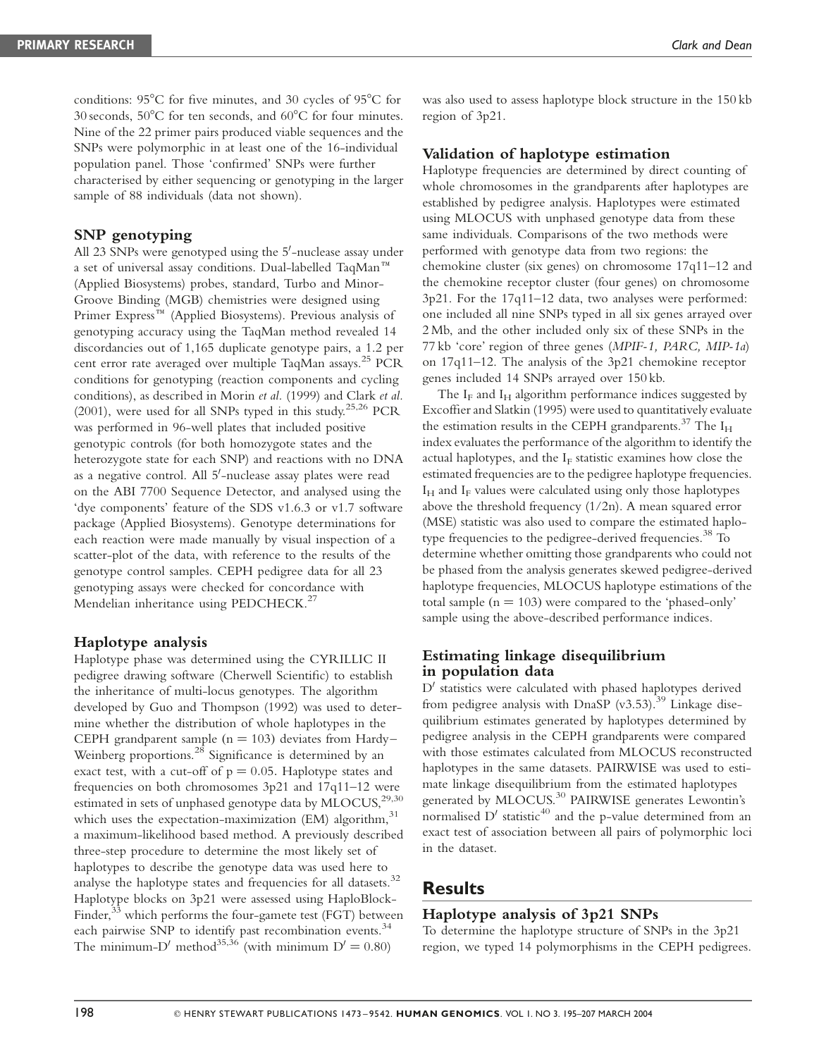conditions: 95°C for five minutes, and 30 cycles of 95°C for 30 seconds, 50°C for ten seconds, and 60°C for four minutes. Nine of the 22 primer pairs produced viable sequences and the SNPs were polymorphic in at least one of the 16-individual population panel. Those 'confirmed' SNPs were further characterised by either sequencing or genotyping in the larger sample of 88 individuals (data not shown).

### SNP genotyping

All 23 SNPs were genotyped using the 5′-nuclease assay under a set of universal assay conditions. Dual-labelled TaqMan™ (Applied Biosystems) probes, standard, Turbo and Minor-Groove Binding (MGB) chemistries were designed using Primer Express™ (Applied Biosystems). Previous analysis of genotyping accuracy using the TaqMan method revealed 14 discordancies out of 1,165 duplicate genotype pairs, a 1.2 per cent error rate averaged over multiple TaqMan assays.[25] PCR conditions for genotyping (reaction components and cycling conditions), as described in Morin *et al.* (1999) and Clark *et al.* (2001), were used for all SNPs typed in this study.[25,26] PCR was performed in 96-well plates that included positive genotypic controls (for both homozygote states and the heterozygote state for each SNP) and reactions with no DNA as a negative control. All 5′-nuclease assay plates were read on the ABI 7700 Sequence Detector, and analysed using the 'dye components' feature of the SDS v1.6.3 or v1.7 software package (Applied Biosystems). Genotype determinations for each reaction were made manually by visual inspection of a scatter-plot of the data, with reference to the results of the genotype control samples. CEPH pedigree data for all 23 genotyping assays were checked for concordance with Mendelian inheritance using PEDCHECK.[27]

### Haplotype analysis

Haplotype phase was determined using the CYRILLIC II pedigree drawing software (Cherwell Scientific) to establish the inheritance of multi-locus genotypes. The algorithm developed by Guo and Thompson (1992) was used to determine whether the distribution of whole haplotypes in the CEPH grandparent sample ($n = 103$) deviates from Hardy–Weinberg proportions.[28] Significance is determined by an exact test, with a cut-off of $p = 0.05$. Haplotype states and frequencies on both chromosomes 3p21 and 17q11–12 were estimated in sets of unphased genotype data by MLOCUS,[29,30] which uses the expectation-maximization (EM) algorithm,[31] a maximum-likelihood based method. A previously described three-step procedure to determine the most likely set of haplotypes to describe the genotype data was used here to analyse the haplotype states and frequencies for all datasets.[32] Haplotype blocks on 3p21 were assessed using HaploBlock-Finder,[33] which performs the four-gamete test (FGT) between each pairwise SNP to identify past recombination events.[34] The minimum-D′ method[35,36] (with minimum $D' = 0.80$) was also used to assess haplotype block structure in the 150 kb region of 3p21.

### Validation of haplotype estimation

Haplotype frequencies are determined by direct counting of whole chromosomes in the grandparents after haplotypes are established by pedigree analysis. Haplotypes were estimated using MLOCUS with unphased genotype data from these same individuals. Comparisons of the two methods were performed with genotype data from two regions: the chemokine cluster (six genes) on chromosome 17q11–12 and the chemokine receptor cluster (four genes) on chromosome 3p21. For the 17q11–12 data, two analyses were performed: one included all nine SNPs typed in all six genes arrayed over 2 Mb, and the other included only six of these SNPs in the 77 kb 'core' region of three genes (*MPIF-1, PARC, MIP-1a*) on 17q11–12. The analysis of the 3p21 chemokine receptor genes included 14 SNPs arrayed over 150 kb.

The $I_F$ and $I_H$ algorithm performance indices suggested by Excoffier and Slatkin (1995) were used to quantitatively evaluate the estimation results in the CEPH grandparents.[37] The $I_H$ index evaluates the performance of the algorithm to identify the actual haplotypes, and the $I_F$ statistic examines how close the estimated frequencies are to the pedigree haplotype frequencies. $I_H$ and $I_F$ values were calculated using only those haplotypes above the threshold frequency (1/2n). A mean squared error (MSE) statistic was also used to compare the estimated haplotype frequencies to the pedigree-derived frequencies.[38] To determine whether omitting those grandparents who could not be phased from the analysis generates skewed pedigree-derived haplotype frequencies, MLOCUS haplotype estimations of the total sample ($n = 103$) were compared to the 'phased-only' sample using the above-described performance indices.

### Estimating linkage disequilibrium in population data

D′ statistics were calculated with phased haplotypes derived from pedigree analysis with DnaSP (v3.53).[39] Linkage disequilibrium estimates generated by haplotypes determined by pedigree analysis in the CEPH grandparents were compared with those estimates calculated from MLOCUS reconstructed haplotypes in the same datasets. PAIRWISE was used to estimate linkage disequilibrium from the estimated haplotypes generated by MLOCUS.[30] PAIRWISE generates Lewontin's normalised D′ statistic[40] and the p-value determined from an exact test of association between all pairs of polymorphic loci in the dataset.

## Results

### Haplotype analysis of 3p21 SNPs

To determine the haplotype structure of SNPs in the 3p21 region, we typed 14 polymorphisms in the CEPH pedigrees.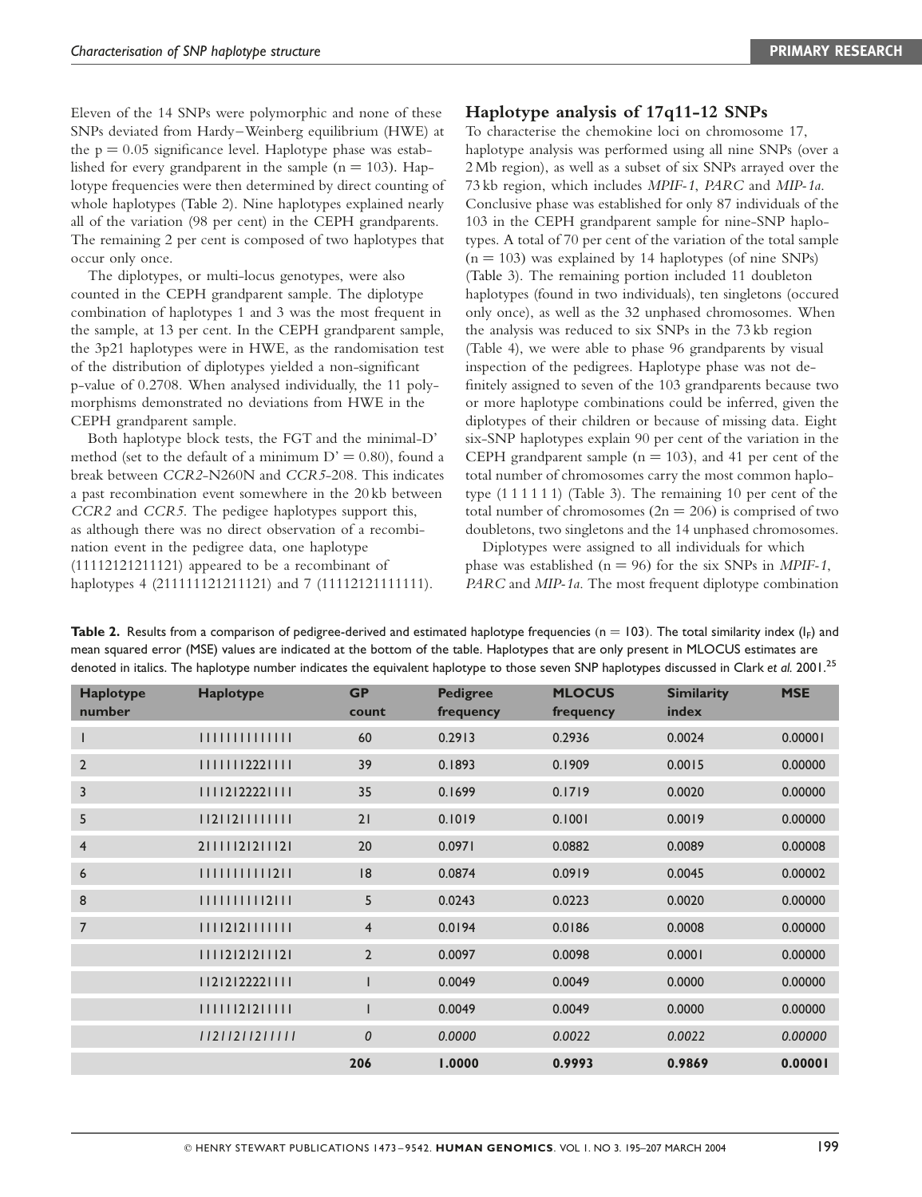Eleven of the 14 SNPs were polymorphic and none of these SNPs deviated from Hardy–Weinberg equilibrium (HWE) at the $p = 0.05$ significance level. Haplotype phase was established for every grandparent in the sample ($n = 103$). Haplotype frequencies were then determined by direct counting of whole haplotypes (Table 2). Nine haplotypes explained nearly all of the variation (98 per cent) in the CEPH grandparents. The remaining 2 per cent is composed of two haplotypes that occur only once.

The diplotypes, or multi-locus genotypes, were also counted in the CEPH grandparent sample. The diplotype combination of haplotypes 1 and 3 was the most frequent in the sample, at 13 per cent. In the CEPH grandparent sample, the 3p21 haplotypes were in HWE, as the randomisation test of the distribution of diplotypes yielded a non-significant p-value of 0.2708. When analysed individually, the 11 polymorphisms demonstrated no deviations from HWE in the CEPH grandparent sample.

Both haplotype block tests, the FGT and the minimal-D' method (set to the default of a minimum $D' = 0.80$), found a break between *CCR2*-N260N and *CCR5*-208. This indicates a past recombination event somewhere in the 20 kb between *CCR2* and *CCR5*. The pedigee haplotypes support this, as although there was no direct observation of a recombination event in the pedigree data, one haplotype (11112121211121) appeared to be a recombinant of haplotypes 4 (21111121211121) and 7 (11112121111111).

## Haplotype analysis of 17q11-12 SNPs

To characterise the chemokine loci on chromosome 17, haplotype analysis was performed using all nine SNPs (over a 2 Mb region), as well as a subset of six SNPs arrayed over the 73 kb region, which includes *MPIF-1*, *PARC* and *MIP-1a*. Conclusive phase was established for only 87 individuals of the 103 in the CEPH grandparent sample for nine-SNP haplotypes. A total of 70 per cent of the variation of the total sample ($n = 103$) was explained by 14 haplotypes (of nine SNPs) (Table 3). The remaining portion included 11 doubleton haplotypes (found in two individuals), ten singletons (occured only once), as well as the 32 unphased chromosomes. When the analysis was reduced to six SNPs in the 73 kb region (Table 4), we were able to phase 96 grandparents by visual inspection of the pedigrees. Haplotype phase was not definitely assigned to seven of the 103 grandparents because two or more haplotype combinations could be inferred, given the diplotypes of their children or because of missing data. Eight six-SNP haplotypes explain 90 per cent of the variation in the CEPH grandparent sample ($n = 103$), and 41 per cent of the total number of chromosomes carry the most common haplotype (1 1 1 1 1 1) (Table 3). The remaining 10 per cent of the total number of chromosomes ($2n = 206$) is comprised of two doubletons, two singletons and the 14 unphased chromosomes.

Diplotypes were assigned to all individuals for which phase was established ($n = 96$) for the six SNPs in *MPIF-1*, *PARC* and *MIP-1a*. The most frequent diplotype combination

**Table 2.** Results from a comparison of pedigree-derived and estimated haplotype frequencies ($n = 103$). The total similarity index ($I_F$) and mean squared error (MSE) values are indicated at the bottom of the table. Haplotypes that are only present in MLOCUS estimates are denoted in italics. The haplotype number indicates the equivalent haplotype to those seven SNP haplotypes discussed in Clark *et al.* 2001.[25]

| Haplotype number | Haplotype | GP count | Pedigree frequency | MLOCUS frequency | Similarity index | MSE |
|---|---|---|---|---|---|---|
| 1 | 11111111111111 | 60 | 0.2913 | 0.2936 | 0.0024 | 0.00001 |
| 2 | 11111112221111 | 39 | 0.1893 | 0.1909 | 0.0015 | 0.00000 |
| 3 | 11112122221111 | 35 | 0.1699 | 0.1719 | 0.0020 | 0.00000 |
| 5 | 11211211111111 | 21 | 0.1019 | 0.1001 | 0.0019 | 0.00000 |
| 4 | 21111121211121 | 20 | 0.0971 | 0.0882 | 0.0089 | 0.00008 |
| 6 | 11111111111211 | 18 | 0.0874 | 0.0919 | 0.0045 | 0.00002 |
| 8 | 11111111112111 | 5 | 0.0243 | 0.0223 | 0.0020 | 0.00000 |
| 7 | 11112121111111 | 4 | 0.0194 | 0.0186 | 0.0008 | 0.00000 |
| | 11112121211121 | 2 | 0.0097 | 0.0098 | 0.0001 | 0.00000 |
| | 11212122221111 | 1 | 0.0049 | 0.0049 | 0.0000 | 0.00000 |
| | 11111121211111 | 1 | 0.0049 | 0.0049 | 0.0000 | 0.00000 |
| | *11211211211111* | *0* | *0.0000* | *0.0022* | *0.0022* | *0.00000* |
| | | **206** | **1.0000** | **0.9993** | **0.9869** | **0.00001** |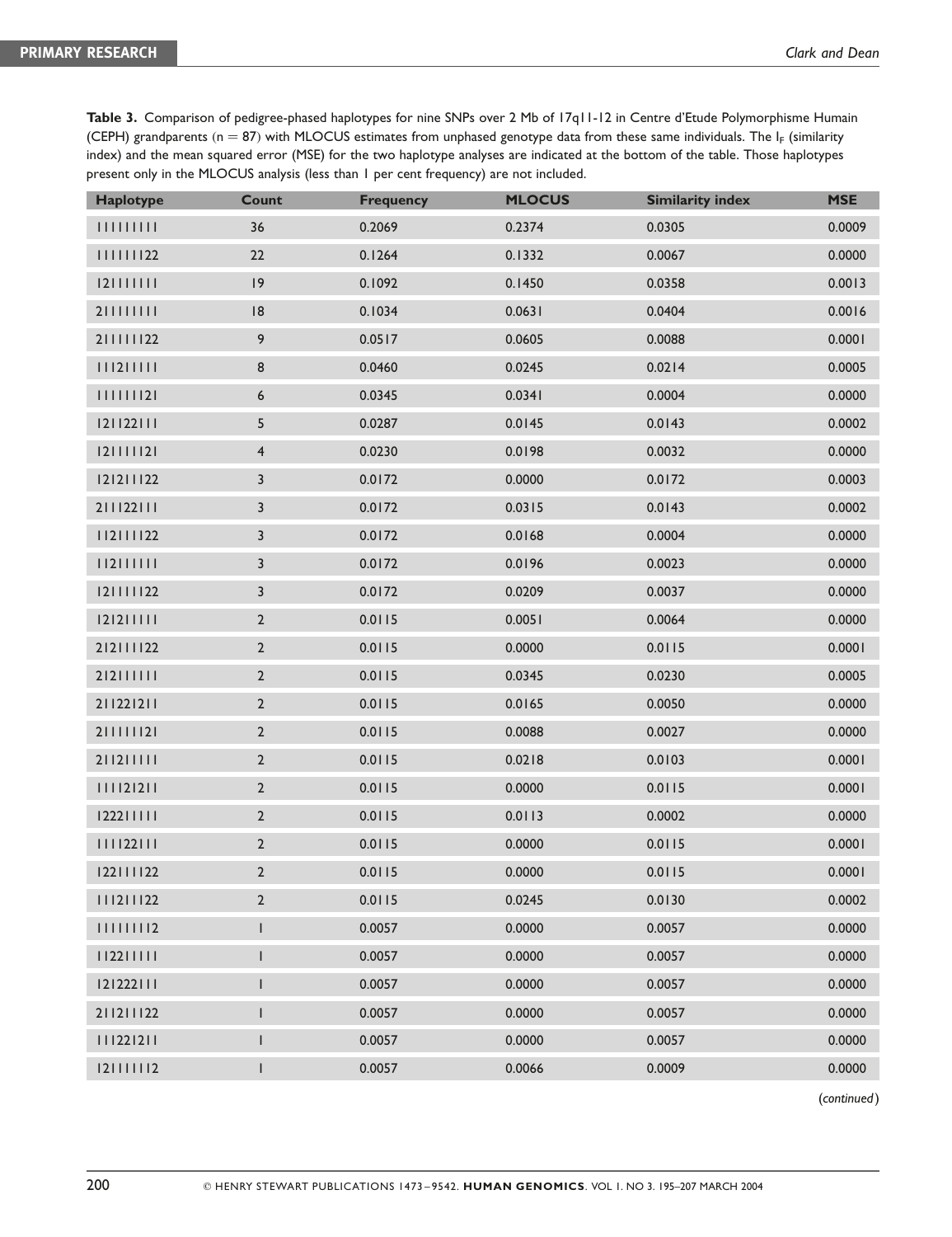**Table 3.** Comparison of pedigree-phased haplotypes for nine SNPs over 2 Mb of 17q11-12 in Centre d'Etude Polymorphisme Humain (CEPH) grandparents ($n = 87$) with MLOCUS estimates from unphased genotype data from these same individuals. The $I_F$ (similarity index) and the mean squared error (MSE) for the two haplotype analyses are indicated at the bottom of the table. Those haplotypes present only in the MLOCUS analysis (less than 1 per cent frequency) are not included.

| Haplotype | Count | Frequency | MLOCUS | Similarity index | MSE |
|---|---|---|---|---|---|
| 111111111 | 36 | 0.2069 | 0.2374 | 0.0305 | 0.0009 |
| 111111122 | 22 | 0.1264 | 0.1332 | 0.0067 | 0.0000 |
| 121111111 | 19 | 0.1092 | 0.1450 | 0.0358 | 0.0013 |
| 211111111 | 18 | 0.1034 | 0.0631 | 0.0404 | 0.0016 |
| 211111122 | 9 | 0.0517 | 0.0605 | 0.0088 | 0.0001 |
| 111211111 | 8 | 0.0460 | 0.0245 | 0.0214 | 0.0005 |
| 111111121 | 6 | 0.0345 | 0.0341 | 0.0004 | 0.0000 |
| 121122111 | 5 | 0.0287 | 0.0145 | 0.0143 | 0.0002 |
| 121111121 | 4 | 0.0230 | 0.0198 | 0.0032 | 0.0000 |
| 121211122 | 3 | 0.0172 | 0.0000 | 0.0172 | 0.0003 |
| 211122111 | 3 | 0.0172 | 0.0315 | 0.0143 | 0.0002 |
| 112111122 | 3 | 0.0172 | 0.0168 | 0.0004 | 0.0000 |
| 112111111 | 3 | 0.0172 | 0.0196 | 0.0023 | 0.0000 |
| 121111122 | 3 | 0.0172 | 0.0209 | 0.0037 | 0.0000 |
| 121211111 | 2 | 0.0115 | 0.0051 | 0.0064 | 0.0000 |
| 212111122 | 2 | 0.0115 | 0.0000 | 0.0115 | 0.0001 |
| 212111111 | 2 | 0.0115 | 0.0345 | 0.0230 | 0.0005 |
| 211221211 | 2 | 0.0115 | 0.0165 | 0.0050 | 0.0000 |
| 211111121 | 2 | 0.0115 | 0.0088 | 0.0027 | 0.0000 |
| 211211111 | 2 | 0.0115 | 0.0218 | 0.0103 | 0.0001 |
| 111121211 | 2 | 0.0115 | 0.0000 | 0.0115 | 0.0001 |
| 122211111 | 2 | 0.0115 | 0.0113 | 0.0002 | 0.0000 |
| 111122111 | 2 | 0.0115 | 0.0000 | 0.0115 | 0.0001 |
| 122111122 | 2 | 0.0115 | 0.0000 | 0.0115 | 0.0001 |
| 111211122 | 2 | 0.0115 | 0.0245 | 0.0130 | 0.0002 |
| 111111112 | 1 | 0.0057 | 0.0000 | 0.0057 | 0.0000 |
| 112211111 | 1 | 0.0057 | 0.0000 | 0.0057 | 0.0000 |
| 121222111 | 1 | 0.0057 | 0.0000 | 0.0057 | 0.0000 |
| 211211122 | 1 | 0.0057 | 0.0000 | 0.0057 | 0.0000 |
| 111221211 | 1 | 0.0057 | 0.0000 | 0.0057 | 0.0000 |
| 121111112 | 1 | 0.0057 | 0.0066 | 0.0009 | 0.0000 |

(*continued*)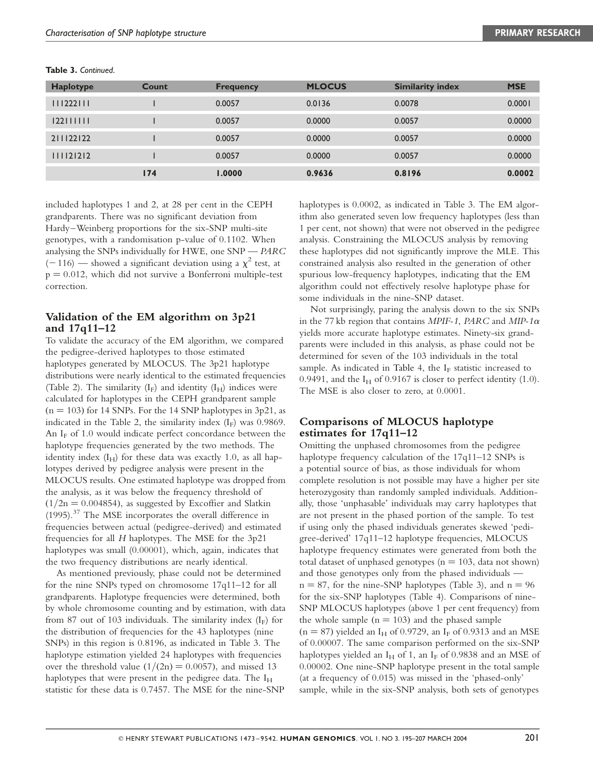**Table 3.** *Continued.*

| Haplotype | Count | Frequency | MLOCUS | Similarity index | MSE |
|---|---|---|---|---|---|
| 111222111 | 1 | 0.0057 | 0.0136 | 0.0078 | 0.0001 |
| 122111111 | 1 | 0.0057 | 0.0000 | 0.0057 | 0.0000 |
| 211122122 | 1 | 0.0057 | 0.0000 | 0.0057 | 0.0000 |
| 111121212 | 1 | 0.0057 | 0.0000 | 0.0057 | 0.0000 |
| | **174** | **1.0000** | **0.9636** | **0.8196** | **0.0002** |

included haplotypes 1 and 2, at 28 per cent in the CEPH grandparents. There was no significant deviation from Hardy–Weinberg proportions for the six-SNP multi-site genotypes, with a randomisation p-value of 0.1102. When analysing the SNPs individually for HWE, one SNP — *PARC* (−116) — showed a significant deviation using a $\chi^2$ test, at $p = 0.012$, which did not survive a Bonferroni multiple-test correction.

## Validation of the EM algorithm on 3p21 and 17q11–12

To validate the accuracy of the EM algorithm, we compared the pedigree-derived haplotypes to those estimated haplotypes generated by MLOCUS. The 3p21 haplotype distributions were nearly identical to the estimated frequencies (Table 2). The similarity ($I_F$) and identity ($I_H$) indices were calculated for haplotypes in the CEPH grandparent sample ($n = 103$) for 14 SNPs. For the 14 SNP haplotypes in 3p21, as indicated in the Table 2, the similarity index ($I_F$) was 0.9869. An $I_F$ of 1.0 would indicate perfect concordance between the haplotype frequencies generated by the two methods. The identity index ($I_H$) for these data was exactly 1.0, as all haplotypes derived by pedigree analysis were present in the MLOCUS results. One estimated haplotype was dropped from the analysis, as it was below the frequency threshold of ($1/2n = 0.004854$), as suggested by Excoffier and Slatkin (1995).[37] The MSE incorporates the overall difference in frequencies between actual (pedigree-derived) and estimated frequencies for all $H$ haplotypes. The MSE for the 3p21 haplotypes was small (0.00001), which, again, indicates that the two frequency distributions are nearly identical.

As mentioned previously, phase could not be determined for the nine SNPs typed on chromosome 17q11–12 for all grandparents. Haplotype frequencies were determined, both by whole chromosome counting and by estimation, with data from 87 out of 103 individuals. The similarity index ($I_F$) for the distribution of frequencies for the 43 haplotypes (nine SNPs) in this region is 0.8196, as indicated in Table 3. The haplotype estimation yielded 24 haplotypes with frequencies over the threshold value ($1/(2n) = 0.0057$), and missed 13 haplotypes that were present in the pedigree data. The $I_H$ statistic for these data is 0.7457. The MSE for the nine-SNP haplotypes is 0.0002, as indicated in Table 3. The EM algorithm also generated seven low frequency haplotypes (less than 1 per cent, not shown) that were not observed in the pedigree analysis. Constraining the MLOCUS analysis by removing these haplotypes did not significantly improve the MLE. This constrained analysis also resulted in the generation of other spurious low-frequency haplotypes, indicating that the EM algorithm could not effectively resolve haplotype phase for some individuals in the nine-SNP dataset.

Not surprisingly, paring the analysis down to the six SNPs in the 77 kb region that contains *MPIF-1*, *PARC* and *MIP-1α* yields more accurate haplotype estimates. Ninety-six grandparents were included in this analysis, as phase could not be determined for seven of the 103 individuals in the total sample. As indicated in Table 4, the $I_F$ statistic increased to 0.9491, and the $I_H$ of 0.9167 is closer to perfect identity (1.0). The MSE is also closer to zero, at 0.0001.

## Comparisons of MLOCUS haplotype estimates for 17q11–12

Omitting the unphased chromosomes from the pedigree haplotype frequency calculation of the 17q11–12 SNPs is a potential source of bias, as those individuals for whom complete resolution is not possible may have a higher per site heterozygosity than randomly sampled individuals. Additionally, those 'unphasable' individuals may carry haplotypes that are not present in the phased portion of the sample. To test if using only the phased individuals generates skewed 'pedigree-derived' 17q11–12 haplotype frequencies, MLOCUS haplotype frequency estimates were generated from both the total dataset of unphased genotypes ($n = 103$, data not shown) and those genotypes only from the phased individuals — $n = 87$, for the nine-SNP haplotypes (Table 3), and $n = 96$ for the six-SNP haplotypes (Table 4). Comparisons of nine-SNP MLOCUS haplotypes (above 1 per cent frequency) from the whole sample ($n = 103$) and the phased sample ($n = 87$) yielded an $I_H$ of 0.9729, an $I_F$ of 0.9313 and an MSE of 0.00007. The same comparison performed on the six-SNP haplotypes yielded an $I_H$ of 1, an $I_F$ of 0.9838 and an MSE of 0.00002. One nine-SNP haplotype present in the total sample (at a frequency of 0.015) was missed in the 'phased-only' sample, while in the six-SNP analysis, both sets of genotypes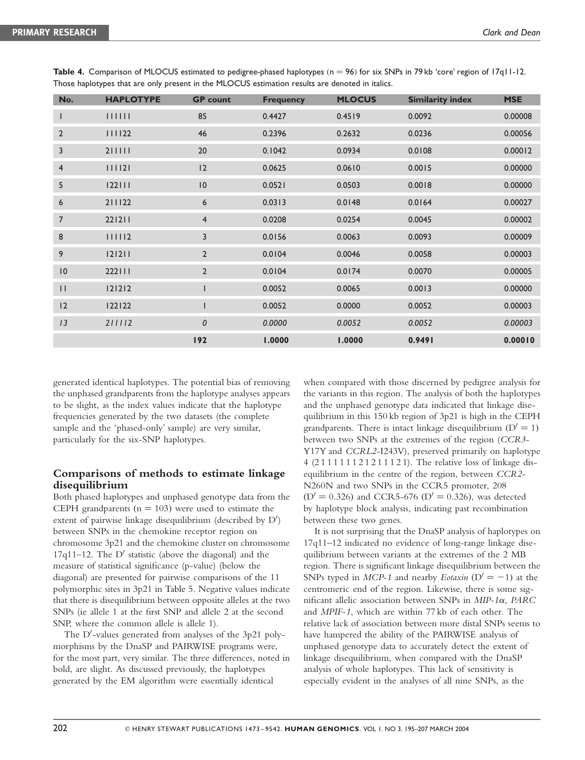**Table 4.** Comparison of MLOCUS estimated to pedigree-phased haplotypes (n = 96) for six SNPs in 79 kb 'core' region of 17q11-12. Those haplotypes that are only present in the MLOCUS estimation results are denoted in italics.

| No. | HAPLOTYPE | GP count | Frequency | MLOCUS | Similarity index | MSE |
|---|---|---|---|---|---|---|
| 1 | 111111 | 85 | 0.4427 | 0.4519 | 0.0092 | 0.00008 |
| 2 | 111122 | 46 | 0.2396 | 0.2632 | 0.0236 | 0.00056 |
| 3 | 211111 | 20 | 0.1042 | 0.0934 | 0.0108 | 0.00012 |
| 4 | 111121 | 12 | 0.0625 | 0.0610 | 0.0015 | 0.00000 |
| 5 | 122111 | 10 | 0.0521 | 0.0503 | 0.0018 | 0.00000 |
| 6 | 211122 | 6 | 0.0313 | 0.0148 | 0.0164 | 0.00027 |
| 7 | 221211 | 4 | 0.0208 | 0.0254 | 0.0045 | 0.00002 |
| 8 | 111112 | 3 | 0.0156 | 0.0063 | 0.0093 | 0.00009 |
| 9 | 121211 | 2 | 0.0104 | 0.0046 | 0.0058 | 0.00003 |
| 10 | 222111 | 2 | 0.0104 | 0.0174 | 0.0070 | 0.00005 |
| 11 | 121212 | 1 | 0.0052 | 0.0065 | 0.0013 | 0.00000 |
| 12 | 122122 | 1 | 0.0052 | 0.0000 | 0.0052 | 0.00003 |
| *13* | *211112* | *0* | *0.0000* | *0.0052* | *0.0052* | *0.00003* |
| | | **192** | **1.0000** | **1.0000** | **0.9491** | **0.00010** |

generated identical haplotypes. The potential bias of removing the unphased grandparents from the haplotype analyses appears to be slight, as the index values indicate that the haplotype frequencies generated by the two datasets (the complete sample and the 'phased-only' sample) are very similar, particularly for the six-SNP haplotypes.

## Comparisons of methods to estimate linkage disequilibrium

Both phased haplotypes and unphased genotype data from the CEPH grandparents (n = 103) were used to estimate the extent of pairwise linkage disequilibrium (described by D′) between SNPs in the chemokine receptor region on chromosome 3p21 and the chemokine cluster on chromosome 17q11–12. The D′ statistic (above the diagonal) and the measure of statistical significance (p-value) (below the diagonal) are presented for pairwise comparisons of the 11 polymorphic sites in 3p21 in Table 5. Negative values indicate that there is disequilibrium between opposite alleles at the two SNPs (ie allele 1 at the first SNP and allele 2 at the second SNP, where the common allele is allele 1).

The D′-values generated from analyses of the 3p21 polymorphisms by the DnaSP and PAIRWISE programs were, for the most part, very similar. The three differences, noted in bold, are slight. As discussed previously, the haplotypes generated by the EM algorithm were essentially identical when compared with those discerned by pedigree analysis for the variants in this region. The analysis of both the haplotypes and the unphased genotype data indicated that linkage disequilibrium in this 150 kb region of 3p21 is high in the CEPH grandparents. There is intact linkage disequilibrium (D′ = 1) between two SNPs at the extremes of the region (*CCR3*-Y17Y and *CCRL2*-I243V), preserved primarily on haplotype 4 (2 1 1 1 1 1 1 1 2 1 2 1 1 1 2 1). The relative loss of linkage disequilibrium in the centre of the region, between *CCR2*-N260N and two SNPs in the CCR5 promoter, 208 (D′ = 0.326) and CCR5-676 (D′ = 0.326), was detected by haplotype block analysis, indicating past recombination between these two genes.

It is not surprising that the DnaSP analysis of haplotypes on 17q11–12 indicated no evidence of long-range linkage disequilibrium between variants at the extremes of the 2 MB region. There is significant linkage disequilibrium between the SNPs typed in *MCP-1* and nearby *Eotaxin* (D′ = −1) at the centromeric end of the region. Likewise, there is some significant allelic association between SNPs in *MIP-1α*, *PARC* and *MPIF-1*, which are within 77 kb of each other. The relative lack of association between more distal SNPs seems to have hampered the ability of the PAIRWISE analysis of unphased genotype data to accurately detect the extent of linkage disequilibrium, when compared with the DnaSP analysis of whole haplotypes. This lack of sensitivity is especially evident in the analyses of all nine SNPs, as the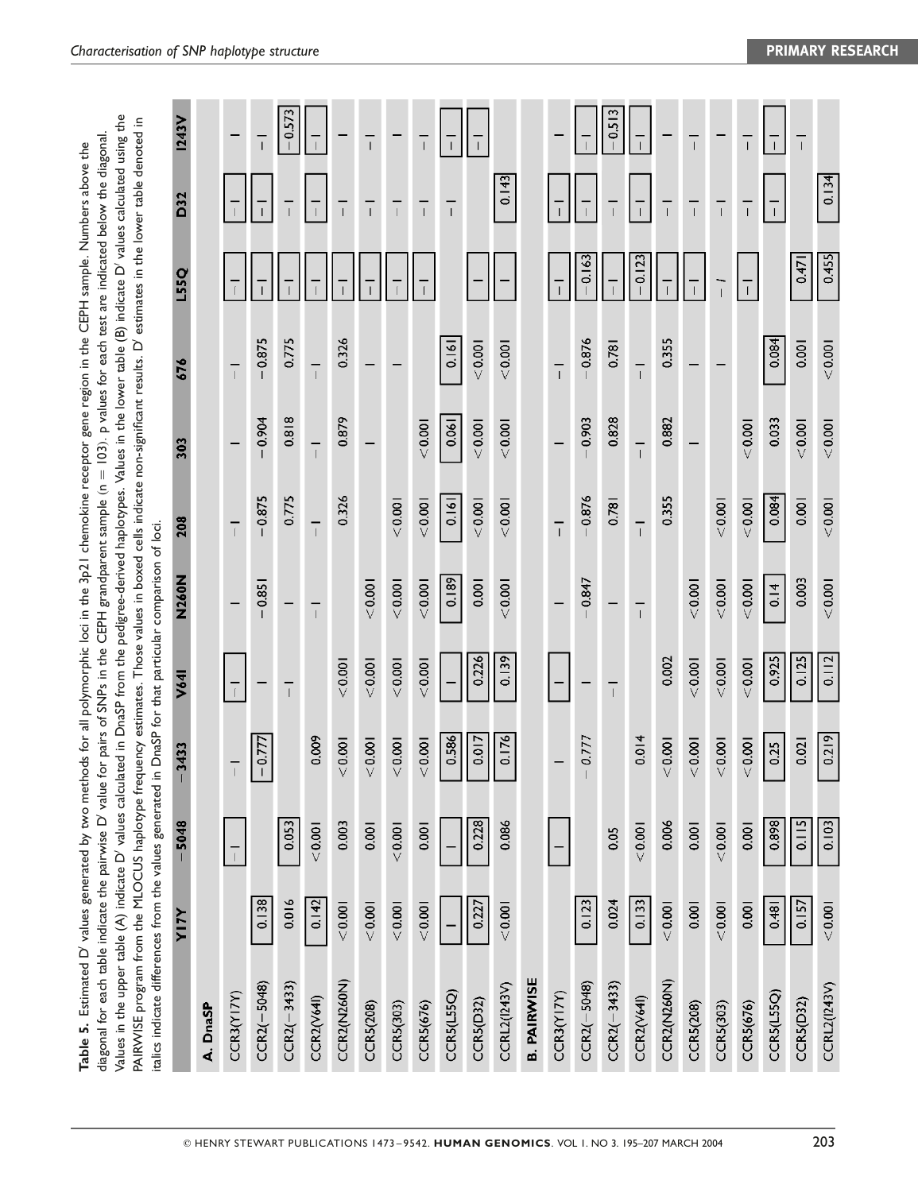**Table 5.** Estimated D′ values generated by two methods for all polymorphic loci in the 3p21 chemokine receptor gene region in the CEPH sample. Numbers above the diagonal for each table indicate the pairwise D′ value for pairs of SNPs in the CEPH grandparent sample (n = 103). p values for each test are indicated below the diagonal. Values in the upper table (A) indicate D′ values calculated in DnaSP from the pedigree-derived haplotypes. Values in the lower table (B) indicate D′ values calculated using the PAIRWISE program from the MLOCUS haplotype frequency estimates. Those values in boxed cells indicate non-significant results. D′ estimates in the lower table denoted in italics indicate differences from the values generated in DnaSP for that particular comparison of loci.

| | Y17Y | −5048 | −3433 | V64I | N260N | 208 | 303 | 676 | L55Q | D32 | I243V |
|---|---|---|---|---|---|---|---|---|---|---|---|
| **A. DnaSP** | | | | | | | | | | | |
| CCR3(Y17Y) | | 1 | 1 | 1 | 1 | 1 | 1 | 1 | 1 | 1 | 1 |
| CCR2(−5048) | 0.138 | | −0.777 | 1 | −0.851 | −0.875 | −0.904 | −0.875 | 1 | 1 | 1 |
| CCR2(−3433) | 0.016 | 0.053 | | 1 | 1 | 0.775 | 0.818 | 0.775 | 1 | 1 | −0.573 |
| CCR2(V64I) | 0.142 | <0.001 | 0.009 | | 1 | 1 | 1 | 1 | 1 | 1 | 1 |
| CCR2(N260N) | <0.001 | 0.003 | <0.001 | <0.001 | | 0.326 | 0.879 | 0.326 | 1 | 1 | 1 |
| CCR5(208) | <0.001 | 0.001 | <0.001 | <0.001 | <0.001 | | 1 | 1 | 1 | 1 | 1 |
| CCR5(303) | <0.001 | <0.001 | <0.001 | <0.001 | <0.001 | <0.001 | | 1 | 1 | 1 | 1 |
| CCR5(676) | <0.001 | 0.001 | <0.001 | <0.001 | <0.001 | <0.001 | <0.001 | | 1 | 1 | 1 |
| CCR5(L55Q) | 1 | 1 | 0.586 | 1 | 0.189 | 0.161 | 0.061 | 0.161 | | 1 | 1 |
| CCR5(D32) | 0.227 | 0.228 | 0.017 | 0.226 | 0.001 | <0.001 | <0.001 | <0.001 | 1 | | 1 |
| CCRL2(I243V) | <0.001 | 0.086 | 0.176 | 0.139 | <0.001 | <0.001 | <0.001 | <0.001 | 1 | 0.143 | |
| **B. PAIRWISE** | | | | | | | | | | | |
| CCR3(Y17Y) | | 1 | 1 | 1 | 1 | 1 | 1 | 1 | 1 | 1 | 1 |
| CCR2(−5048) | 0.123 | | −0.777 | 1 | −0.847 | −0.876 | −0.903 | −0.876 | −0.163 | 1 | 1 |
| CCR2(−3433) | 0.024 | 0.05 | | 1 | 1 | 0.781 | 0.828 | 0.781 | 1 | 1 | −0.513 |
| CCR2(V64I) | 0.133 | <0.001 | 0.014 | | 1 | 1 | 1 | 1 | −0.123 | 1 | 1 |
| CCR2(N260N) | <0.001 | 0.006 | <0.001 | 0.002 | | 0.355 | 0.882 | 0.355 | 1 | 1 | 1 |
| CCR5(208) | 0.001 | 0.001 | <0.001 | <0.001 | <0.001 | | 1 | 1 | 1 | 1 | 1 |
| CCR5(303) | <0.001 | <0.001 | <0.001 | <0.001 | <0.001 | <0.001 | | 1 | 1 | 1 | 1 |
| CCR5(676) | 0.001 | 0.001 | <0.001 | <0.001 | <0.001 | <0.001 | <0.001 | | 1 | 1 | 1 |
| CCR5(L55Q) | 0.481 | 0.898 | 0.25 | 0.925 | 0.14 | 0.084 | 0.033 | 0.084 | | 1 | 1 |
| CCR5(D32) | 0.157 | 0.115 | 0.021 | 0.125 | 0.003 | 0.001 | <0.001 | 0.001 | 0.471 | | 1 |
| CCRL2(I243V) | <0.001 | 0.103 | 0.219 | 0.112 | <0.001 | <0.001 | <0.001 | <0.001 | 0.455 | 0.134 | |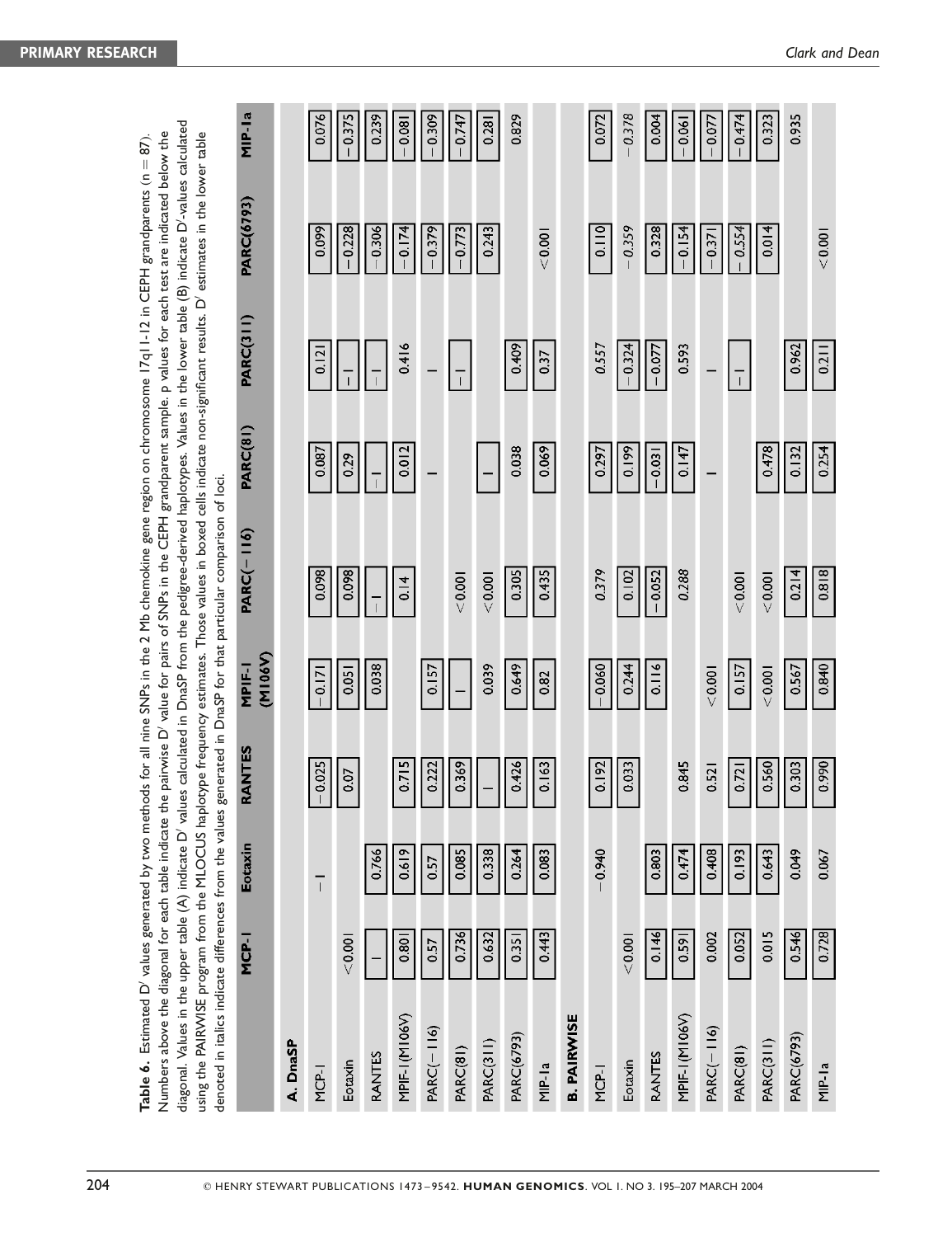**Table 6.** Estimated D′ values generated by two methods for all nine SNPs in the 2 Mb chemokine gene region on chromosome 17q11-12 in CEPH grandparents (n = 87). Numbers above the diagonal for each table indicate the pairwise D′ value for pairs of SNPs in the CEPH grandparent sample. p values for each test are indicated below the diagonal. Values in the upper table (A) indicate D′ values calculated in DnaSP from the pedigree-derived haplotypes. Values in the lower table (B) indicate D′-values calculated using the PAIRWISE program from the MLOCUS haplotype frequency estimates. Those values in boxed cells indicate non-significant results. D′ estimates in the lower table denoted in italics indicate differences from the values generated in DnaSP for that particular comparison of loci.

| | MCP-1 | Eotaxin | RANTES | MPIF-1 (M106V) | PARC(−116) | PARC(81) | PARC(311) | PARC(6793) | MIP-1a |
|---|---|---|---|---|---|---|---|---|---|
| **A. DnaSP** | | | | | | | | | |
| MCP-1 | | −1 | −0.025 | −0.171 | 0.098 | 0.087 | 0.121 | 0.099 | 0.076 |
| Eotaxin | <0.001 | | 0.07 | 0.051 | 0.098 | 0.29 | −1 | −0.228 | −0.375 |
| RANTES | 1 | 0.766 | | 0.038 | −1 | −1 | −1 | −0.306 | 0.239 |
| MPIF-1(M106V) | 0.801 | 0.619 | 0.715 | | 0.14 | 0.012 | 0.416 | −0.174 | −0.081 |
| PARC(−116) | 0.57 | 0.57 | 0.222 | 0.157 | | 1 | 1 | −0.379 | −0.309 |
| PARC(81) | 0.736 | 0.085 | 0.369 | 1 | <0.001 | | −1 | −0.773 | −0.747 |
| PARC(311) | 0.632 | 0.338 | 1 | 0.039 | <0.001 | 1 | | 0.243 | 0.281 |
| PARC(6793) | 0.351 | 0.264 | 0.426 | 0.649 | 0.305 | 0.038 | 0.409 | | 0.829 |
| MIP-1a | 0.443 | 0.083 | 0.163 | 0.82 | 0.435 | 0.069 | 0.37 | <0.001 | |
| **B. PAIRWISE** | | | | | | | | | |
| MCP-1 | | −0.940 | 0.192 | −0.060 | *0.379* | 0.297 | *0.557* | 0.110 | 0.072 |
| Eotaxin | <0.001 | | 0.033 | 0.244 | 0.102 | 0.199 | −0.324 | *−0.359* | *−0.378* |
| RANTES | 0.146 | 0.803 | | 0.116 | −0.052 | −0.031 | −0.077 | 0.328 | 0.004 |
| MPIF-1(M106V) | 0.591 | 0.474 | 0.845 | | *0.288* | 0.147 | 0.593 | −0.154 | −0.061 |
| PARC(−116) | 0.002 | 0.408 | 0.521 | <0.001 | | 1 | 1 | −0.371 | −0.077 |
| PARC(81) | 0.052 | 0.193 | 0.721 | 0.157 | <0.001 | | −1 | −0.554 | −0.474 |
| PARC(311) | 0.015 | 0.643 | 0.560 | <0.001 | <0.001 | 0.478 | | 0.014 | 0.323 |
| PARC(6793) | 0.546 | 0.049 | 0.303 | 0.567 | 0.214 | 0.132 | 0.962 | | 0.935 |
| MIP-1a | 0.728 | 0.067 | 0.990 | 0.840 | 0.818 | 0.254 | 0.211 | <0.001 | |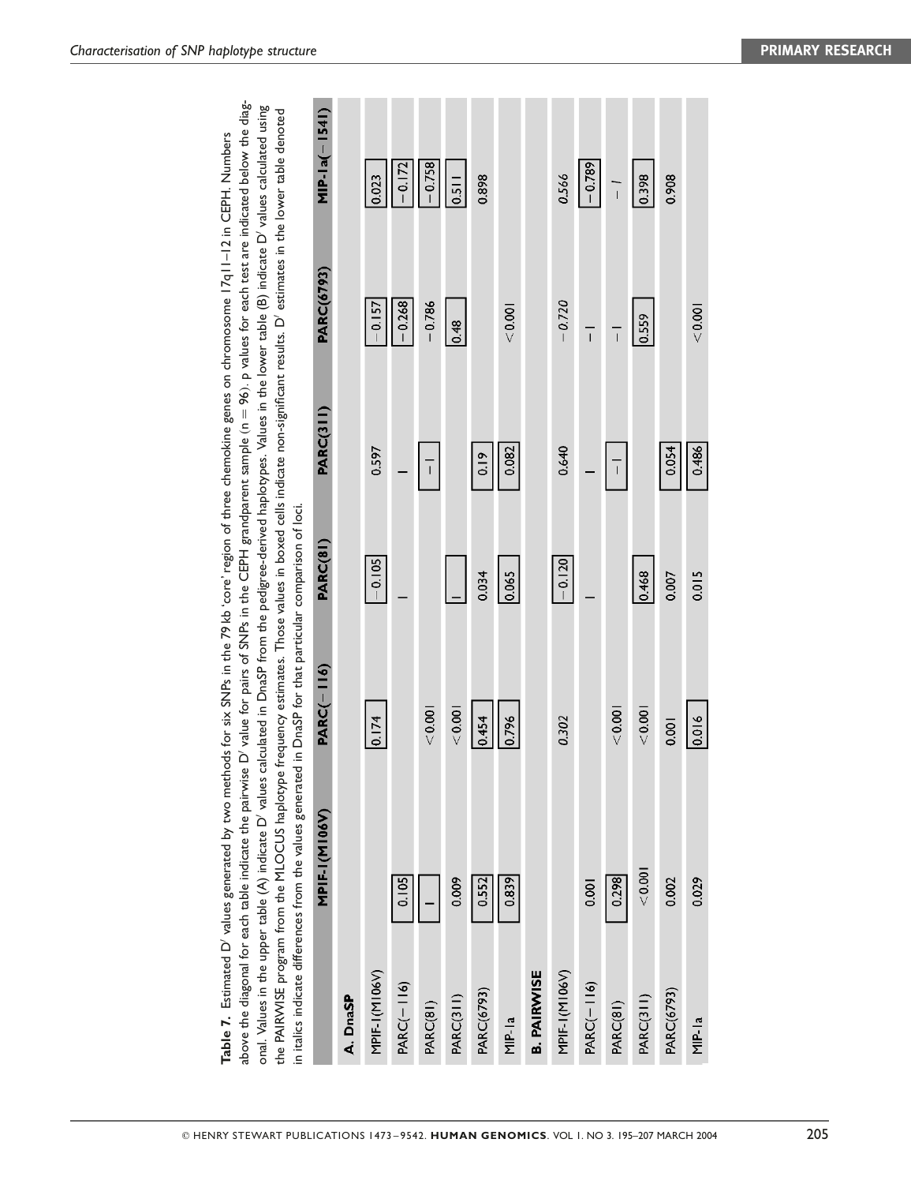**Table 7.** Estimated D′ values generated by two methods for six SNPs in the 79 kb 'core' region of three chemokine genes on chromosome 17q11–12 in CEPH. Numbers above the diagonal for each table indicate the pairwise D′ value for pairs of SNPs in the CEPH grandparent sample (n = 96). p values for each test are indicated below the diagonal. Values in the upper table (A) indicate D′ values calculated in DnaSP from the pedigree-derived haplotypes. Values in the lower table (B) indicate D′ values calculated using the PAIRWISE program from the MLOCUS haplotype frequency estimates. Those values in boxed cells indicate non-significant results. D′ estimates in the lower table denoted in italics indicate differences from the values generated in DnaSP for that particular comparison of loci.

| | MPIF-1(M106V) | PARC(−116) | PARC(81) | PARC(311) | PARC(6793) | MIP-1a(−1541) |
|---|---|---|---|---|---|---|
| **A. DnaSP** | | | | | | |
| MPIF-1(M106V) | | 0.174 | −0.105 | 0.597 | −0.157 | 0.023 |
| PARC(−116) | 0.105 | | 1 | 1 | −0.268 | −0.172 |
| PARC(81) | 1 | <0.001 | | −1 | −0.786 | −0.758 |
| PARC(311) | 0.009 | <0.001 | 1 | | 0.48 | 0.511 |
| PARC(6793) | 0.552 | 0.454 | 0.034 | 0.19 | | 0.898 |
| MIP-1a | 0.839 | 0.796 | 0.065 | 0.082 | <0.001 | |
| **B. PAIRWISE** | | | | | | |
| MPIF-1(M106V) | | *0.302* | −0.120 | *0.640* | *−0.720* | *0.566* |
| PARC(−116) | 0.001 | | 1 | 1 | *−1* | −0.789 |
| PARC(81) | 0.298 | <0.001 | | −1 | *−1* | *−1* |
| PARC(311) | <0.001 | <0.001 | 0.468 | | 0.559 | 0.398 |
| PARC(6793) | 0.002 | 0.001 | 0.007 | 0.054 | | 0.908 |
| MIP-1a | 0.029 | 0.016 | 0.015 | 0.486 | <0.001 | |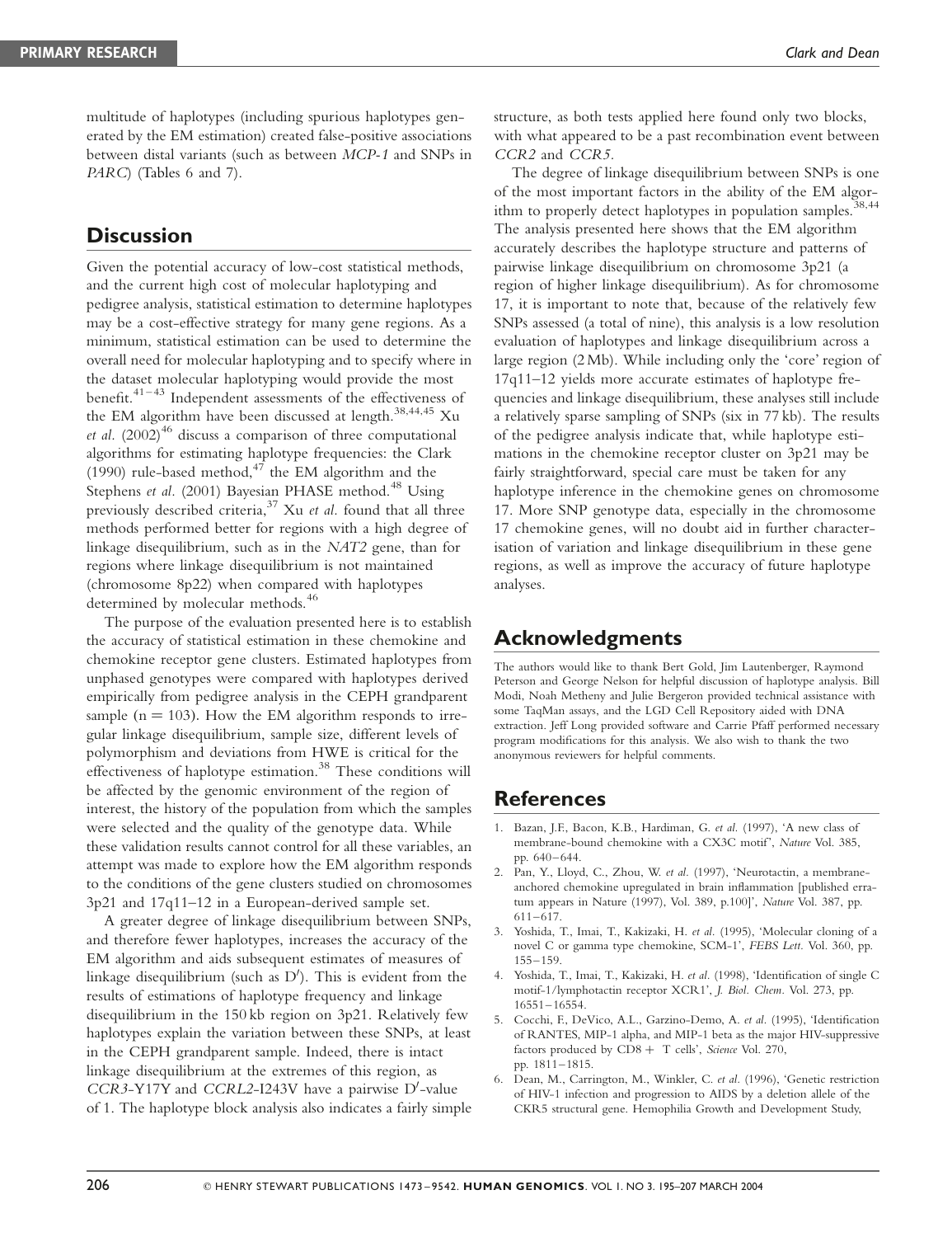multitude of haplotypes (including spurious haplotypes generated by the EM estimation) created false-positive associations between distal variants (such as between *MCP-1* and SNPs in *PARC*) (Tables 6 and 7).

## Discussion

Given the potential accuracy of low-cost statistical methods, and the current high cost of molecular haplotyping and pedigree analysis, statistical estimation to determine haplotypes may be a cost-effective strategy for many gene regions. As a minimum, statistical estimation can be used to determine the overall need for molecular haplotyping and to specify where in the dataset molecular haplotyping would provide the most benefit.[41–43] Independent assessments of the effectiveness of the EM algorithm have been discussed at length.[38,44,45] Xu *et al.* (2002)[46] discuss a comparison of three computational algorithms for estimating haplotype frequencies: the Clark (1990) rule-based method,[47] the EM algorithm and the Stephens *et al.* (2001) Bayesian PHASE method.[48] Using previously described criteria,[37] Xu *et al.* found that all three methods performed better for regions with a high degree of linkage disequilibrium, such as in the *NAT2* gene, than for regions where linkage disequilibrium is not maintained (chromosome 8p22) when compared with haplotypes determined by molecular methods.[46]

The purpose of the evaluation presented here is to establish the accuracy of statistical estimation in these chemokine and chemokine receptor gene clusters. Estimated haplotypes from unphased genotypes were compared with haplotypes derived empirically from pedigree analysis in the CEPH grandparent sample ($n = 103$). How the EM algorithm responds to irregular linkage disequilibrium, sample size, different levels of polymorphism and deviations from HWE is critical for the effectiveness of haplotype estimation.[38] These conditions will be affected by the genomic environment of the region of interest, the history of the population from which the samples were selected and the quality of the genotype data. While these validation results cannot control for all these variables, an attempt was made to explore how the EM algorithm responds to the conditions of the gene clusters studied on chromosomes 3p21 and 17q11–12 in a European-derived sample set.

A greater degree of linkage disequilibrium between SNPs, and therefore fewer haplotypes, increases the accuracy of the EM algorithm and aids subsequent estimates of measures of linkage disequilibrium (such as $D'$). This is evident from the results of estimations of haplotype frequency and linkage disequilibrium in the 150 kb region on 3p21. Relatively few haplotypes explain the variation between these SNPs, at least in the CEPH grandparent sample. Indeed, there is intact linkage disequilibrium at the extremes of this region, as *CCR3*-Y17Y and *CCRL2*-I243V have a pairwise $D'$-value of 1. The haplotype block analysis also indicates a fairly simple structure, as both tests applied here found only two blocks, with what appeared to be a past recombination event between *CCR2* and *CCR5*.

The degree of linkage disequilibrium between SNPs is one of the most important factors in the ability of the EM algorithm to properly detect haplotypes in population samples.[38,44] The analysis presented here shows that the EM algorithm accurately describes the haplotype structure and patterns of pairwise linkage disequilibrium on chromosome 3p21 (a region of higher linkage disequilibrium). As for chromosome 17, it is important to note that, because of the relatively few SNPs assessed (a total of nine), this analysis is a low resolution evaluation of haplotypes and linkage disequilibrium across a large region (2 Mb). While including only the 'core' region of 17q11–12 yields more accurate estimates of haplotype frequencies and linkage disequilibrium, these analyses still include a relatively sparse sampling of SNPs (six in 77 kb). The results of the pedigree analysis indicate that, while haplotype estimations in the chemokine receptor cluster on 3p21 may be fairly straightforward, special care must be taken for any haplotype inference in the chemokine genes on chromosome 17. More SNP genotype data, especially in the chromosome 17 chemokine genes, will no doubt aid in further characterisation of variation and linkage disequilibrium in these gene regions, as well as improve the accuracy of future haplotype analyses.

## Acknowledgments

The authors would like to thank Bert Gold, Jim Lautenberger, Raymond Peterson and George Nelson for helpful discussion of haplotype analysis. Bill Modi, Noah Metheny and Julie Bergeron provided technical assistance with some TaqMan assays, and the LGD Cell Repository aided with DNA extraction. Jeff Long provided software and Carrie Pfaff performed necessary program modifications for this analysis. We also wish to thank the two anonymous reviewers for helpful comments.

## References

1. Bazan, J.F., Bacon, K.B., Hardiman, G. *et al.* (1997), 'A new class of membrane-bound chemokine with a CX3C motif', *Nature* Vol. 385, pp. 640–644.
2. Pan, Y., Lloyd, C., Zhou, W. *et al.* (1997), 'Neurotactin, a membrane-anchored chemokine upregulated in brain inflammation [published erratum appears in Nature (1997), Vol. 389, p.100]', *Nature* Vol. 387, pp. 611–617.
3. Yoshida, T., Imai, T., Kakizaki, H. *et al.* (1995), 'Molecular cloning of a novel C or gamma type chemokine, SCM-1', *FEBS Lett.* Vol. 360, pp. 155–159.
4. Yoshida, T., Imai, T., Kakizaki, H. *et al.* (1998), 'Identification of single C motif-1/lymphotactin receptor XCR1', *J. Biol. Chem.* Vol. 273, pp. 16551–16554.
5. Cocchi, F., DeVico, A.L., Garzino-Demo, A. *et al.* (1995), 'Identification of RANTES, MIP-1 alpha, and MIP-1 beta as the major HIV-suppressive factors produced by CD8 + T cells', *Science* Vol. 270, pp. 1811–1815.
6. Dean, M., Carrington, M., Winkler, C. *et al.* (1996), 'Genetic restriction of HIV-1 infection and progression to AIDS by a deletion allele of the CKR5 structural gene. Hemophilia Growth and Development Study,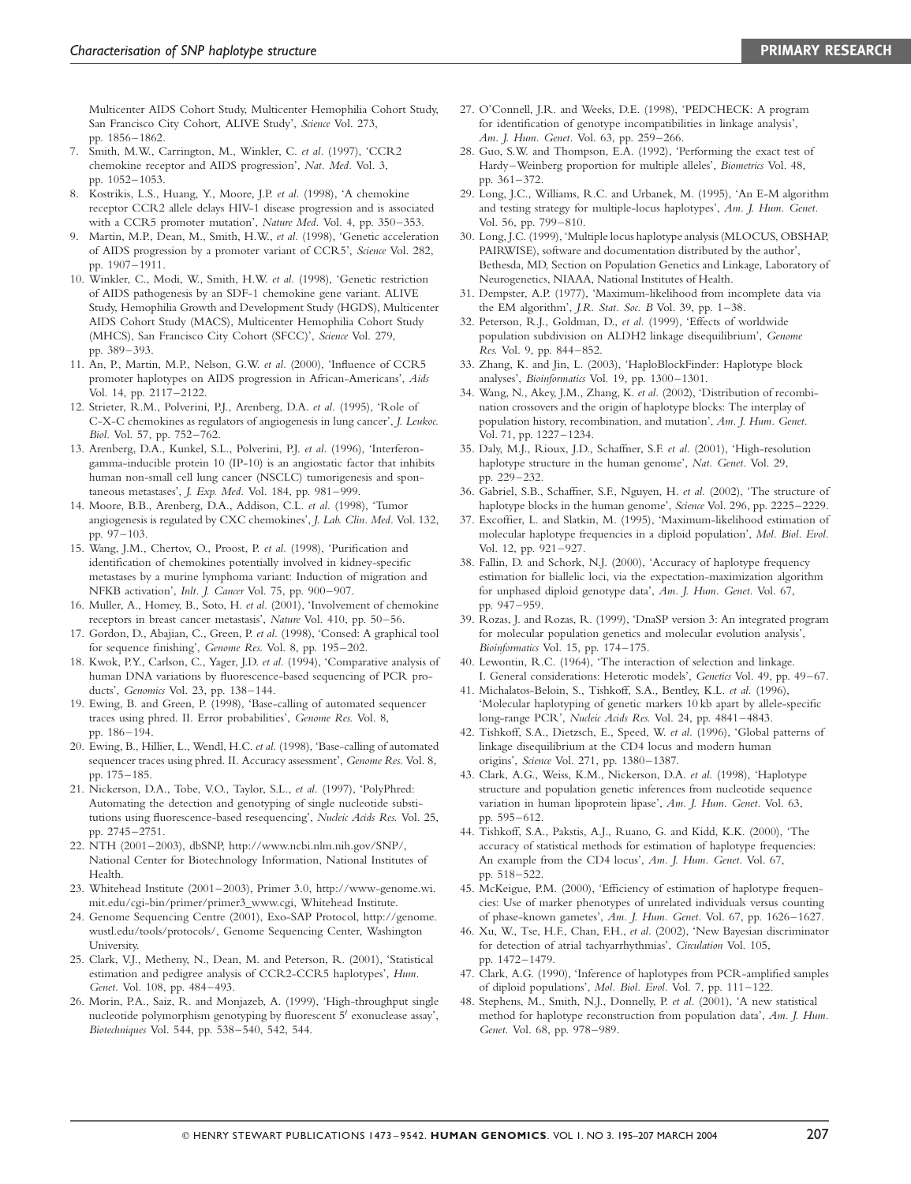Multicenter AIDS Cohort Study, Multicenter Hemophilia Cohort Study, San Francisco City Cohort, ALIVE Study', *Science* Vol. 273, pp. 1856–1862.

7. Smith, M.W., Carrington, M., Winkler, C. *et al.* (1997), 'CCR2 chemokine receptor and AIDS progression', *Nat. Med*. Vol. 3, pp. 1052–1053.
8. Kostrikis, L.S., Huang, Y., Moore, J.P. *et al.* (1998), 'A chemokine receptor CCR2 allele delays HIV-1 disease progression and is associated with a CCR5 promoter mutation', *Nature Med.* Vol. 4, pp. 350–353.
9. Martin, M.P., Dean, M., Smith, H.W., *et al.* (1998), 'Genetic acceleration of AIDS progression by a promoter variant of CCR5', *Science* Vol. 282, pp. 1907–1911.
10. Winkler, C., Modi, W., Smith, H.W. *et al.* (1998), 'Genetic restriction of AIDS pathogenesis by an SDF-1 chemokine gene variant. ALIVE Study, Hemophilia Growth and Development Study (HGDS), Multicenter AIDS Cohort Study (MACS), Multicenter Hemophilia Cohort Study (MHCS), San Francisco City Cohort (SFCC)', *Science* Vol. 279, pp. 389–393.
11. An, P., Martin, M.P., Nelson, G.W. *et al.* (2000), 'Influence of CCR5 promoter haplotypes on AIDS progression in African-Americans', *Aids* Vol. 14, pp. 2117–2122.
12. Strieter, R.M., Polverini, P.J., Arenberg, D.A. *et al.* (1995), 'Role of C-X-C chemokines as regulators of angiogenesis in lung cancer', *J. Leukoc. Biol.* Vol. 57, pp. 752–762.
13. Arenberg, D.A., Kunkel, S.L., Polverini, P.J. *et al.* (1996), 'Interferon-gamma-inducible protein 10 (IP-10) is an angiostatic factor that inhibits human non-small cell lung cancer (NSCLC) tumorigenesis and spontaneous metastases', *J. Exp. Med*. Vol. 184, pp. 981–999.
14. Moore, B.B., Arenberg, D.A., Addison, C.L. *et al.* (1998), 'Tumor angiogenesis is regulated by CXC chemokines', *J. Lab. Clin. Med*. Vol. 132, pp. 97–103.
15. Wang, J.M., Chertov, O., Proost, P. *et al.* (1998), 'Purification and identification of chemokines potentially involved in kidney-specific metastases by a murine lymphoma variant: Induction of migration and NFKB activation', *Inlt. J. Cancer* Vol. 75, pp. 900–907.
16. Muller, A., Homey, B., Soto, H. *et al.* (2001), 'Involvement of chemokine receptors in breast cancer metastasis', *Nature* Vol. 410, pp. 50–56.
17. Gordon, D., Abajian, C., Green, P. *et al*. (1998), 'Consed: A graphical tool for sequence finishing', *Genome Res.* Vol. 8, pp. 195–202.
18. Kwok, P.Y., Carlson, C., Yager, J.D. *et al.* (1994), 'Comparative analysis of human DNA variations by fluorescence-based sequencing of PCR products', *Genomics* Vol. 23, pp. 138–144.
19. Ewing, B. and Green, P. (1998), 'Base-calling of automated sequencer traces using phred. II. Error probabilities', *Genome Res.* Vol. 8, pp. 186–194.
20. Ewing, B., Hillier, L., Wendl, H.C. *et al.* (1998), 'Base-calling of automated sequencer traces using phred. II. Accuracy assessment', *Genome Res.* Vol. 8, pp. 175–185.
21. Nickerson, D.A., Tobe, V.O., Taylor, S.L., *et al.* (1997), 'PolyPhred: Automating the detection and genotyping of single nucleotide substitutions using fluorescence-based resequencing', *Nucleic Acids Res.* Vol. 25, pp. 2745–2751.
22. NTH (2001–2003), dbSNP, http://www.ncbi.nlm.nih.gov/SNP/, National Center for Biotechnology Information, National Institutes of Health.
23. Whitehead Institute (2001–2003), Primer 3.0, http://www-genome.wi.mit.edu/cgi-bin/primer/primer3_www.cgi, Whitehead Institute.
24. Genome Sequencing Centre (2001), Exo-SAP Protocol, http://genome.wustl.edu/tools/protocols/, Genome Sequencing Center, Washington University.
25. Clark, V.J., Metheny, N., Dean, M. and Peterson, R. (2001), 'Statistical estimation and pedigree analysis of CCR2-CCR5 haplotypes', *Hum. Genet.* Vol. 108, pp. 484–493.
26. Morin, P.A., Saiz, R. and Monjazeb, A. (1999), 'High-throughput single nucleotide polymorphism genotyping by fluorescent 5′ exonuclease assay', *Biotechniques* Vol. 544, pp. 538–540, 542, 544.
27. O'Connell, J.R. and Weeks, D.E. (1998), 'PEDCHECK: A program for identification of genotype incompatibilities in linkage analysis', *Am. J. Hum. Genet.* Vol. 63, pp. 259–266.
28. Guo, S.W. and Thompson, E.A. (1992), 'Performing the exact test of Hardy–Weinberg proportion for multiple alleles', *Biometrics* Vol. 48, pp. 361–372.
29. Long, J.C., Williams, R.C. and Urbanek, M. (1995), 'An E-M algorithm and testing strategy for multiple-locus haplotypes', *Am. J. Hum. Genet.* Vol. 56, pp. 799–810.
30. Long, J.C. (1999), 'Multiple locus haplotype analysis (MLOCUS, OBSHAP, PAIRWISE), software and documentation distributed by the author', Bethesda, MD, Section on Population Genetics and Linkage, Laboratory of Neurogenetics, NIAAA, National Institutes of Health.
31. Dempster, A.P. (1977), 'Maximum-likelihood from incomplete data via the EM algorithm', *J.R. Stat. Soc. B* Vol. 39, pp. 1–38.
32. Peterson, R.J., Goldman, D., *et al.* (1999), 'Effects of worldwide population subdivision on ALDH2 linkage disequilibrium', *Genome Res.* Vol. 9, pp. 844–852.
33. Zhang, K. and Jin, L. (2003), 'HaploBlockFinder: Haplotype block analyses', *Bioinformatics* Vol. 19, pp. 1300–1301.
34. Wang, N., Akey, J.M., Zhang, K. *et al.* (2002), 'Distribution of recombination crossovers and the origin of haplotype blocks: The interplay of population history, recombination, and mutation', *Am. J. Hum. Genet.* Vol. 71, pp. 1227–1234.
35. Daly, M.J., Rioux, J.D., Schaffner, S.F. *et al.* (2001), 'High-resolution haplotype structure in the human genome', *Nat. Genet.* Vol. 29, pp. 229–232.
36. Gabriel, S.B., Schaffner, S.F., Nguyen, H. *et al.* (2002), 'The structure of haplotype blocks in the human genome', *Science* Vol. 296, pp. 2225–2229.
37. Excoffier, L. and Slatkin, M. (1995), 'Maximum-likelihood estimation of molecular haplotype frequencies in a diploid population', *Mol. Biol. Evol.* Vol. 12, pp. 921–927.
38. Fallin, D. and Schork, N.J. (2000), 'Accuracy of haplotype frequency estimation for biallelic loci, via the expectation-maximization algorithm for unphased diploid genotype data', *Am. J. Hum. Genet.* Vol. 67, pp. 947–959.
39. Rozas, J. and Rozas, R. (1999), 'DnaSP version 3: An integrated program for molecular population genetics and molecular evolution analysis', *Bioinformatics* Vol. 15, pp. 174–175.
40. Lewontin, R.C. (1964), 'The interaction of selection and linkage. I. General considerations: Heterotic models', *Genetics* Vol. 49, pp. 49–67.
41. Michalatos-Beloin, S., Tishkoff, S.A., Bentley, K.L. *et al.* (1996), 'Molecular haplotyping of genetic markers 10 kb apart by allele-specific long-range PCR', *Nucleic Acids Res.* Vol. 24, pp. 4841–4843.
42. Tishkoff, S.A., Dietzsch, E., Speed, W. *et al.* (1996), 'Global patterns of linkage disequilibrium at the CD4 locus and modern human origins', *Science* Vol. 271, pp. 1380–1387.
43. Clark, A.G., Weiss, K.M., Nickerson, D.A. *et al.* (1998), 'Haplotype structure and population genetic inferences from nucleotide sequence variation in human lipoprotein lipase', *Am. J. Hum. Genet.* Vol. 63, pp. 595–612.
44. Tishkoff, S.A., Pakstis, A.J., Ruano, G. and Kidd, K.K. (2000), 'The accuracy of statistical methods for estimation of haplotype frequencies: An example from the CD4 locus', *Am. J. Hum. Genet.* Vol. 67, pp. 518–522.
45. McKeigue, P.M. (2000), 'Efficiency of estimation of haplotype frequencies: Use of marker phenotypes of unrelated individuals versus counting of phase-known gametes', *Am. J. Hum. Genet.* Vol. 67, pp. 1626–1627.
46. Xu, W., Tse, H.F., Chan, F.H., *et al.* (2002), 'New Bayesian discriminator for detection of atrial tachyarrhythmias', *Circulation* Vol. 105, pp. 1472–1479.
47. Clark, A.G. (1990), 'Inference of haplotypes from PCR-amplified samples of diploid populations', *Mol. Biol. Evol.* Vol. 7, pp. 111–122.
48. Stephens, M., Smith, N.J., Donnelly, P. *et al.* (2001), 'A new statistical method for haplotype reconstruction from population data', *Am. J. Hum. Genet.* Vol. 68, pp. 978–989.